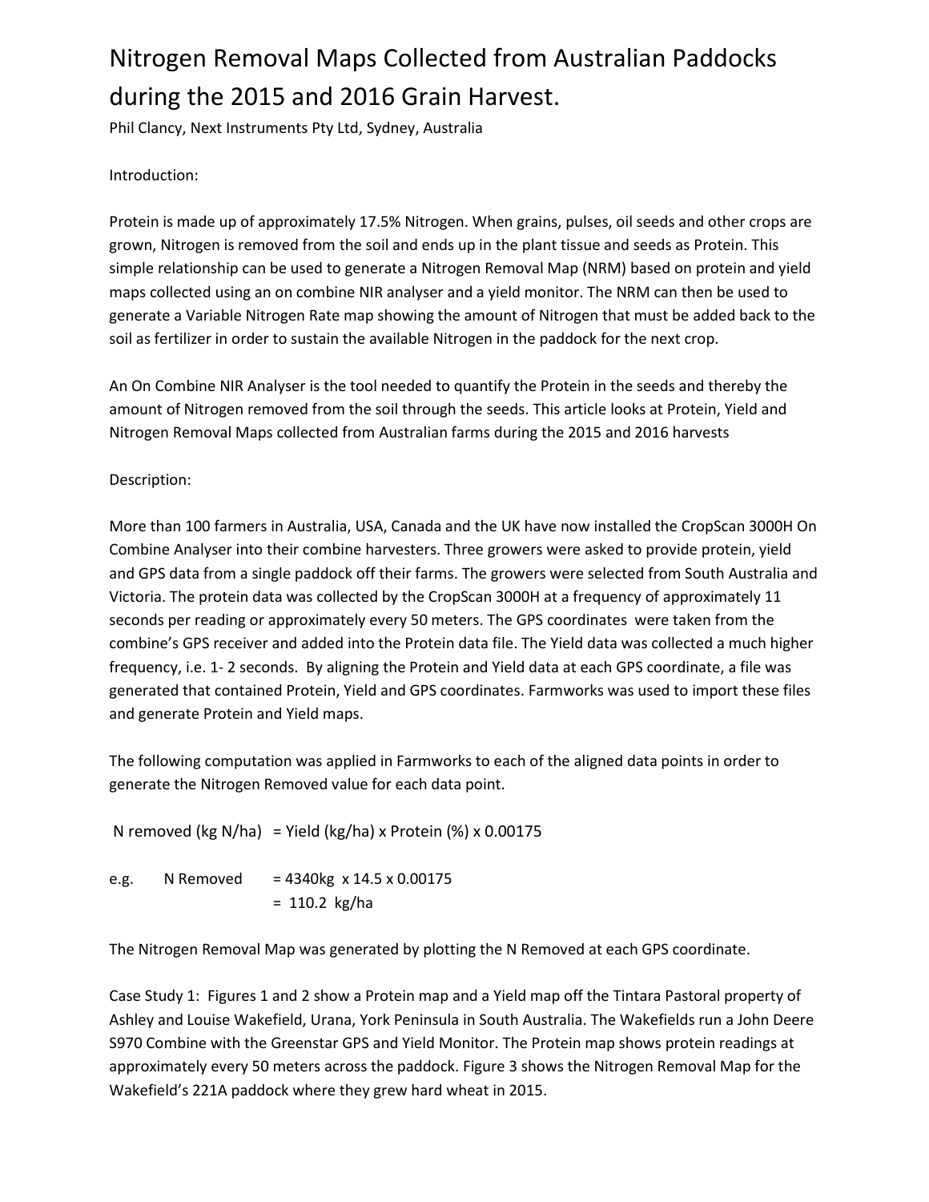# Nitrogen Removal Maps Collected from Australian Paddocks during the 2015 and 2016 Grain Harvest.

Phil Clancy, Next Instruments Pty Ltd, Sydney, Australia

Introduction:

Protein is made up of approximately 17.5% Nitrogen. When grains, pulses, oil seeds and other crops are grown, Nitrogen is removed from the soil and ends up in the plant tissue and seeds as Protein. This simple relationship can be used to generate a Nitrogen Removal Map (NRM) based on protein and yield maps collected using an on combine NIR analyser and a yield monitor. The NRM can then be used to generate a Variable Nitrogen Rate map showing the amount of Nitrogen that must be added back to the soil as fertilizer in order to sustain the available Nitrogen in the paddock for the next crop.

An On Combine NIR Analyser is the tool needed to quantify the Protein in the seeds and thereby the amount of Nitrogen removed from the soil through the seeds. This article looks at Protein, Yield and Nitrogen Removal Maps collected from Australian farms during the 2015 and 2016 harvests

Description:

More than 100 farmers in Australia, USA, Canada and the UK have now installed the CropScan 3000H On Combine Analyser into their combine harvesters. Three growers were asked to provide protein, yield and GPS data from a single paddock off their farms. The growers were selected from South Australia and Victoria. The protein data was collected by the CropScan 3000H at a frequency of approximately 11 seconds per reading or approximately every 50 meters. The GPS coordinates were taken from the combine's GPS receiver and added into the Protein data file. The Yield data was collected a much higher frequency, i.e. 1- 2 seconds. By aligning the Protein and Yield data at each GPS coordinate, a file was generated that contained Protein, Yield and GPS coordinates. Farmworks was used to import these files and generate Protein and Yield maps.

The following computation was applied in Farmworks to each of the aligned data points in order to generate the Nitrogen Removed value for each data point.

N removed (kg N/ha) = Yield (kg/ha) x Protein (%) x 0.00175

e.g. N Removed = 4340kg x 14.5 x 0.00175
= 110.2 kg/ha

The Nitrogen Removal Map was generated by plotting the N Removed at each GPS coordinate.

Case Study 1: Figures 1 and 2 show a Protein map and a Yield map off the Tintara Pastoral property of Ashley and Louise Wakefield, Urana, York Peninsula in South Australia. The Wakefields run a John Deere S970 Combine with the Greenstar GPS and Yield Monitor. The Protein map shows protein readings at approximately every 50 meters across the paddock. Figure 3 shows the Nitrogen Removal Map for the Wakefield's 221A paddock where they grew hard wheat in 2015.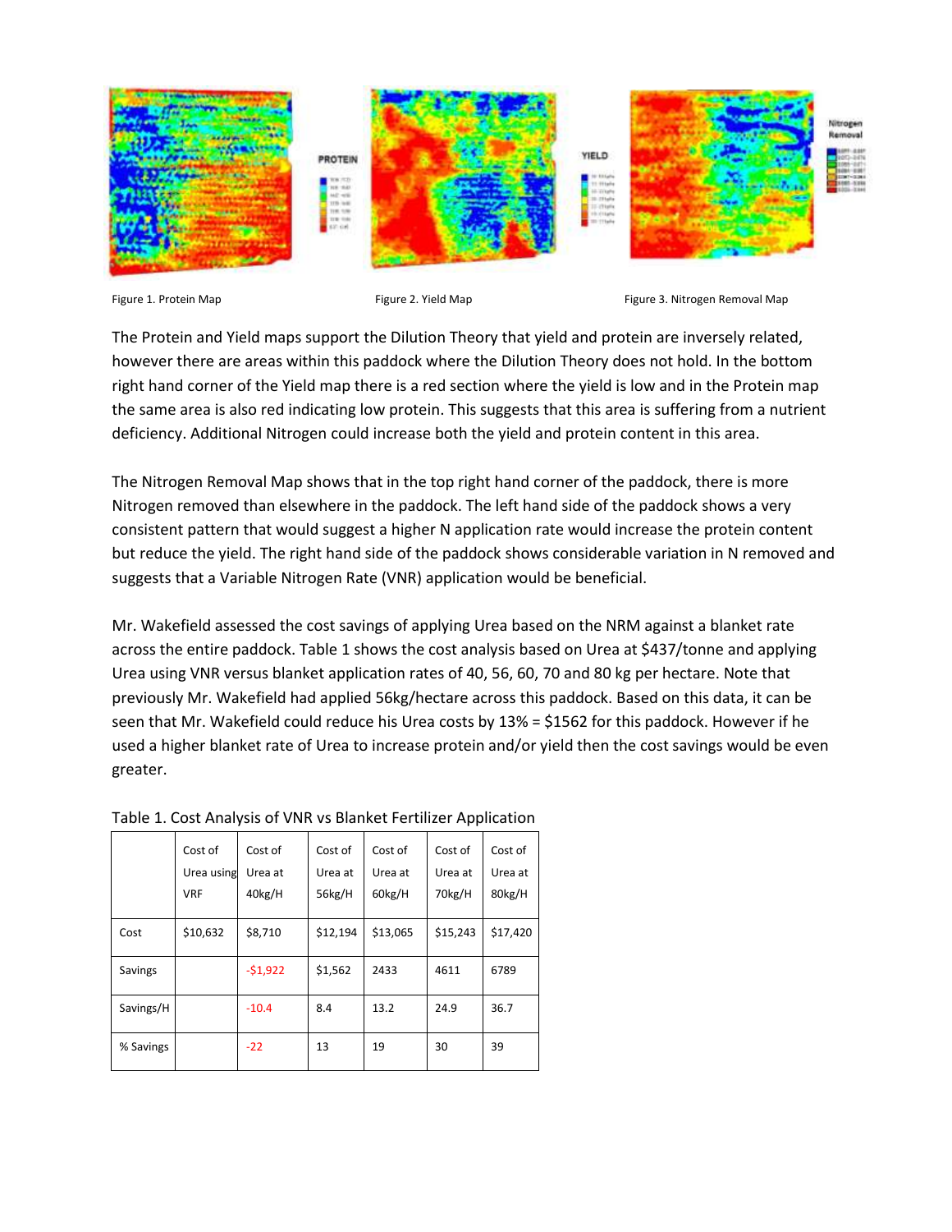Figure 1. Protein Map

Figure 2. Yield Map

Figure 3. Nitrogen Removal Map

The Protein and Yield maps support the Dilution Theory that yield and protein are inversely related, however there are areas within this paddock where the Dilution Theory does not hold. In the bottom right hand corner of the Yield map there is a red section where the yield is low and in the Protein map the same area is also red indicating low protein. This suggests that this area is suffering from a nutrient deficiency. Additional Nitrogen could increase both the yield and protein content in this area.

The Nitrogen Removal Map shows that in the top right hand corner of the paddock, there is more Nitrogen removed than elsewhere in the paddock. The left hand side of the paddock shows a very consistent pattern that would suggest a higher N application rate would increase the protein content but reduce the yield. The right hand side of the paddock shows considerable variation in N removed and suggests that a Variable Nitrogen Rate (VNR) application would be beneficial.

Mr. Wakefield assessed the cost savings of applying Urea based on the NRM against a blanket rate across the entire paddock. Table 1 shows the cost analysis based on Urea at $437/tonne and applying Urea using VNR versus blanket application rates of 40, 56, 60, 70 and 80 kg per hectare. Note that previously Mr. Wakefield had applied 56kg/hectare across this paddock. Based on this data, it can be seen that Mr. Wakefield could reduce his Urea costs by 13% = $1562 for this paddock. However if he used a higher blanket rate of Urea to increase protein and/or yield then the cost savings would be even greater.

Table 1. Cost Analysis of VNR vs Blanket Fertilizer Application

| | Cost of Urea using VRF | Cost of Urea at 40kg/H | Cost of Urea at 56kg/H | Cost of Urea at 60kg/H | Cost of Urea at 70kg/H | Cost of Urea at 80kg/H |
|---|---|---|---|---|---|---|
| Cost | $10,632 | $8,710 | $12,194 | $13,065 | $15,243 | $17,420 |
| Savings | | -$1,922 | $1,562 | 2433 | 4611 | 6789 |
| Savings/H | | -10.4 | 8.4 | 13.2 | 24.9 | 36.7 |
| % Savings | | -22 | 13 | 19 | 30 | 39 |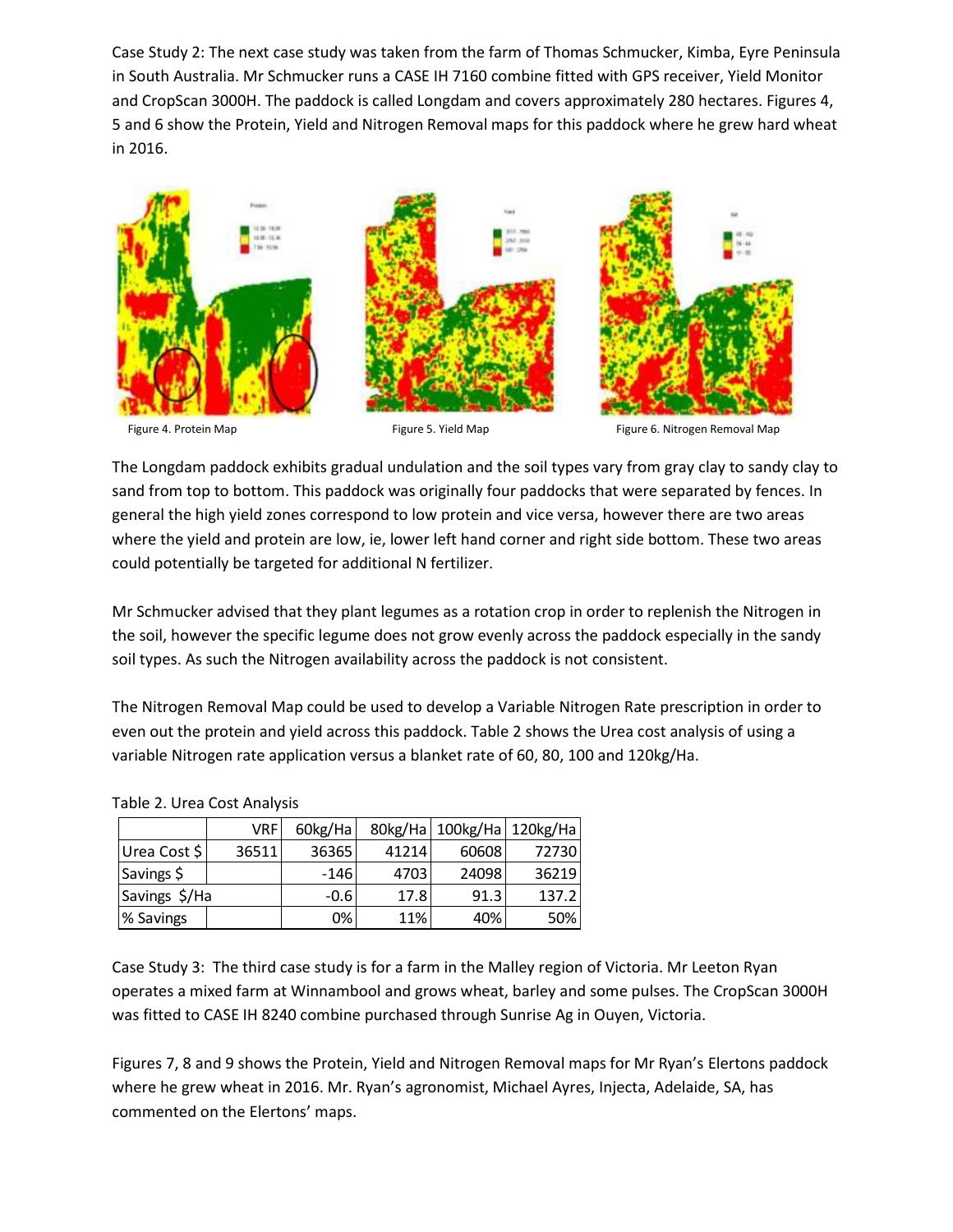Case Study 2: The next case study was taken from the farm of Thomas Schmucker, Kimba, Eyre Peninsula in South Australia. Mr Schmucker runs a CASE IH 7160 combine fitted with GPS receiver, Yield Monitor and CropScan 3000H. The paddock is called Longdam and covers approximately 280 hectares. Figures 4, 5 and 6 show the Protein, Yield and Nitrogen Removal maps for this paddock where he grew hard wheat in 2016.

Figure 4. Protein Map

Figure 5. Yield Map

Figure 6. Nitrogen Removal Map

The Longdam paddock exhibits gradual undulation and the soil types vary from gray clay to sandy clay to sand from top to bottom. This paddock was originally four paddocks that were separated by fences. In general the high yield zones correspond to low protein and vice versa, however there are two areas where the yield and protein are low, ie, lower left hand corner and right side bottom. These two areas could potentially be targeted for additional N fertilizer.

Mr Schmucker advised that they plant legumes as a rotation crop in order to replenish the Nitrogen in the soil, however the specific legume does not grow evenly across the paddock especially in the sandy soil types. As such the Nitrogen availability across the paddock is not consistent.

The Nitrogen Removal Map could be used to develop a Variable Nitrogen Rate prescription in order to even out the protein and yield across this paddock. Table 2 shows the Urea cost analysis of using a variable Nitrogen rate application versus a blanket rate of 60, 80, 100 and 120kg/Ha.

Table 2. Urea Cost Analysis

| | VRF | 60kg/Ha | 80kg/Ha | 100kg/Ha | 120kg/Ha |
|---|---|---|---|---|---|
| Urea Cost $ | 36511 | 36365 | 41214 | 60608 | 72730 |
| Savings $ | | -146 | 4703 | 24098 | 36219 |
| Savings $/Ha | | -0.6 | 17.8 | 91.3 | 137.2 |
| % Savings | | 0% | 11% | 40% | 50% |

Case Study 3: The third case study is for a farm in the Malley region of Victoria. Mr Leeton Ryan operates a mixed farm at Winnambool and grows wheat, barley and some pulses. The CropScan 3000H was fitted to CASE IH 8240 combine purchased through Sunrise Ag in Ouyen, Victoria.

Figures 7, 8 and 9 shows the Protein, Yield and Nitrogen Removal maps for Mr Ryan's Elertons paddock where he grew wheat in 2016. Mr. Ryan's agronomist, Michael Ayres, Injecta, Adelaide, SA, has commented on the Elertons' maps.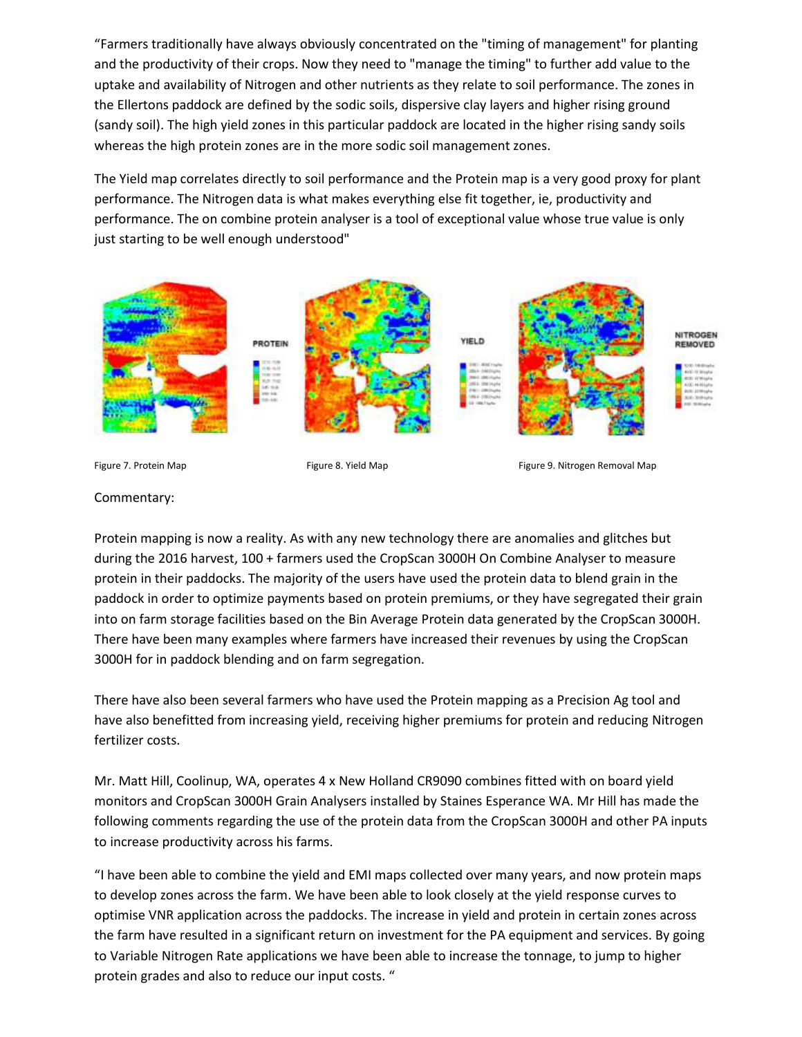"Farmers traditionally have always obviously concentrated on the "timing of management" for planting and the productivity of their crops. Now they need to "manage the timing" to further add value to the uptake and availability of Nitrogen and other nutrients as they relate to soil performance. The zones in the Ellertons paddock are defined by the sodic soils, dispersive clay layers and higher rising ground (sandy soil). The high yield zones in this particular paddock are located in the higher rising sandy soils whereas the high protein zones are in the more sodic soil management zones.

The Yield map correlates directly to soil performance and the Protein map is a very good proxy for plant performance. The Nitrogen data is what makes everything else fit together, ie, productivity and performance. The on combine protein analyser is a tool of exceptional value whose true value is only just starting to be well enough understood"

Figure 7. Protein Map

Figure 8. Yield Map

Figure 9. Nitrogen Removal Map

Commentary:

Protein mapping is now a reality. As with any new technology there are anomalies and glitches but during the 2016 harvest, 100 + farmers used the CropScan 3000H On Combine Analyser to measure protein in their paddocks. The majority of the users have used the protein data to blend grain in the paddock in order to optimize payments based on protein premiums, or they have segregated their grain into on farm storage facilities based on the Bin Average Protein data generated by the CropScan 3000H. There have been many examples where farmers have increased their revenues by using the CropScan 3000H for in paddock blending and on farm segregation.

There have also been several farmers who have used the Protein mapping as a Precision Ag tool and have also benefitted from increasing yield, receiving higher premiums for protein and reducing Nitrogen fertilizer costs.

Mr. Matt Hill, Coolinup, WA, operates 4 x New Holland CR9090 combines fitted with on board yield monitors and CropScan 3000H Grain Analysers installed by Staines Esperance WA. Mr Hill has made the following comments regarding the use of the protein data from the CropScan 3000H and other PA inputs to increase productivity across his farms.

"I have been able to combine the yield and EMI maps collected over many years, and now protein maps to develop zones across the farm. We have been able to look closely at the yield response curves to optimise VNR application across the paddocks. The increase in yield and protein in certain zones across the farm have resulted in a significant return on investment for the PA equipment and services. By going to Variable Nitrogen Rate applications we have been able to increase the tonnage, to jump to higher protein grades and also to reduce our input costs. "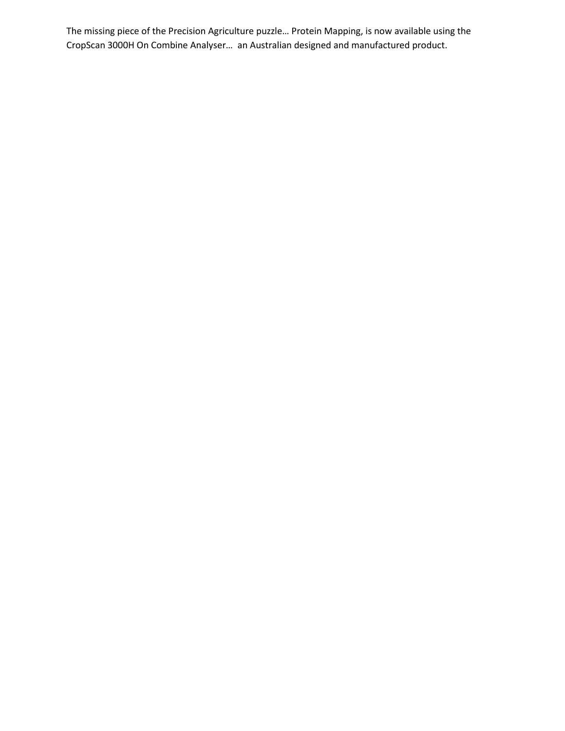The missing piece of the Precision Agriculture puzzle… Protein Mapping, is now available using the CropScan 3000H On Combine Analyser… an Australian designed and manufactured product.